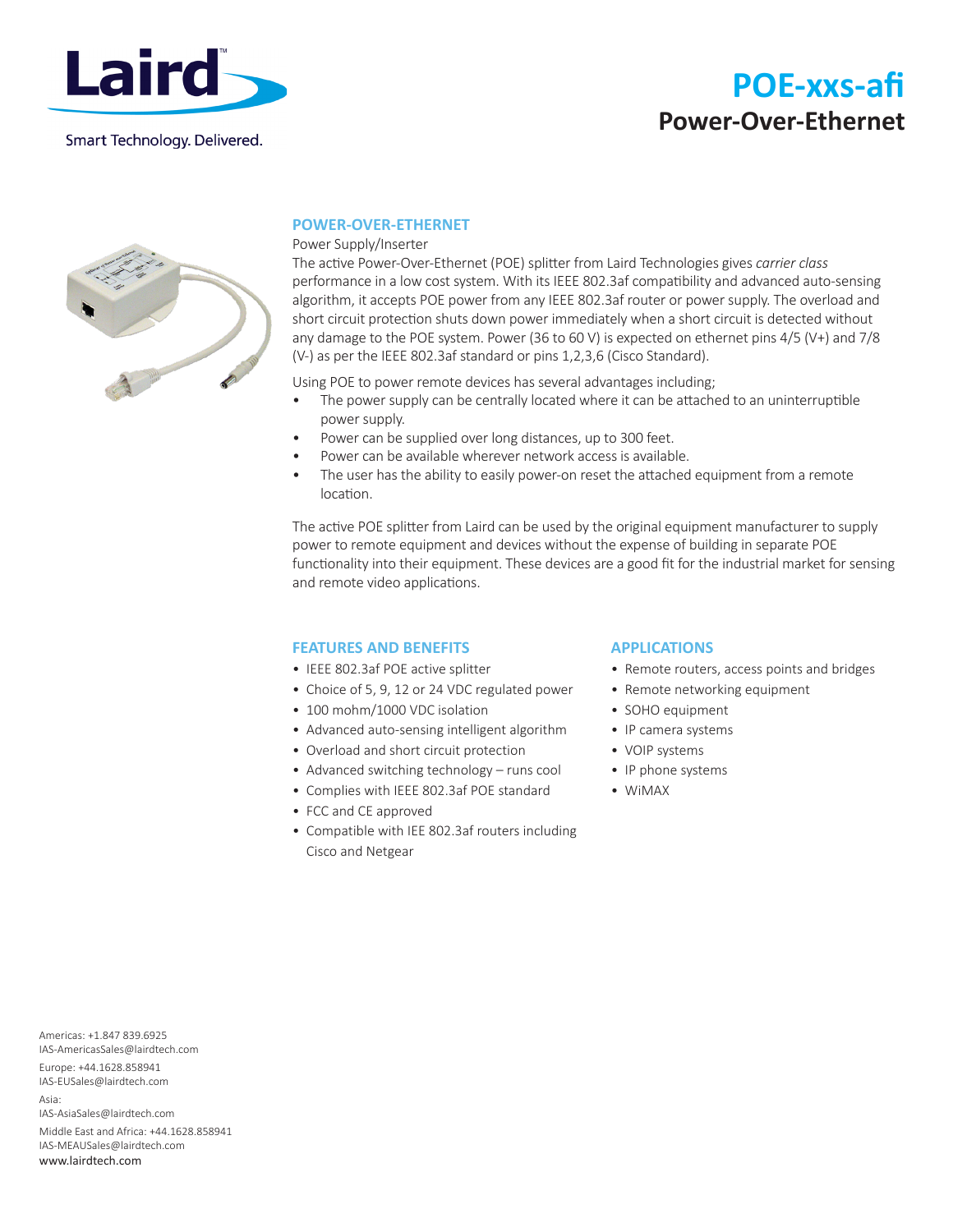Smart Technology. Delivered.

# POE-xxs-afi

## Power-Over-Ethernet

### POWER-OVER-ETHERNET

Power Supply/Inserter

The active Power-Over-Ethernet (POE) splitter from Laird Technologies gives *carrier class* performance in a low cost system. With its IEEE 802.3af compatibility and advanced auto-sensing algorithm, it accepts POE power from any IEEE 802.3af router or power supply. The overload and short circuit protection shuts down power immediately when a short circuit is detected without any damage to the POE system. Power (36 to 60 V) is expected on ethernet pins 4/5 (V+) and 7/8 (V-) as per the IEEE 802.3af standard or pins 1,2,3,6 (Cisco Standard).

Using POE to power remote devices has several advantages including;

- The power supply can be centrally located where it can be attached to an uninterruptible power supply.
- Power can be supplied over long distances, up to 300 feet.
- Power can be available wherever network access is available.
- The user has the ability to easily power-on reset the attached equipment from a remote location.

The active POE splitter from Laird can be used by the original equipment manufacturer to supply power to remote equipment and devices without the expense of building in separate POE functionality into their equipment. These devices are a good fit for the industrial market for sensing and remote video applications.

### FEATURES AND BENEFITS

- IEEE 802.3af POE active splitter
- Choice of 5, 9, 12 or 24 VDC regulated power
- 100 mohm/1000 VDC isolation
- Advanced auto-sensing intelligent algorithm
- Overload and short circuit protection
- Advanced switching technology – runs cool
- Complies with IEEE 802.3af POE standard
- FCC and CE approved
- Compatible with IEE 802.3af routers including Cisco and Netgear

### APPLICATIONS

- Remote routers, access points and bridges
- Remote networking equipment
- SOHO equipment
- IP camera systems
- VOIP systems
- IP phone systems
- WiMAX

Americas: +1.847 839.6925
IAS-AmericasSales@lairdtech.com

Europe: +44.1628.858941
IAS-EUSales@lairdtech.com

Asia:
IAS-AsiaSales@lairdtech.com

Middle East and Africa: +44.1628.858941
IAS-MEAUSales@lairdtech.com

www.lairdtech.com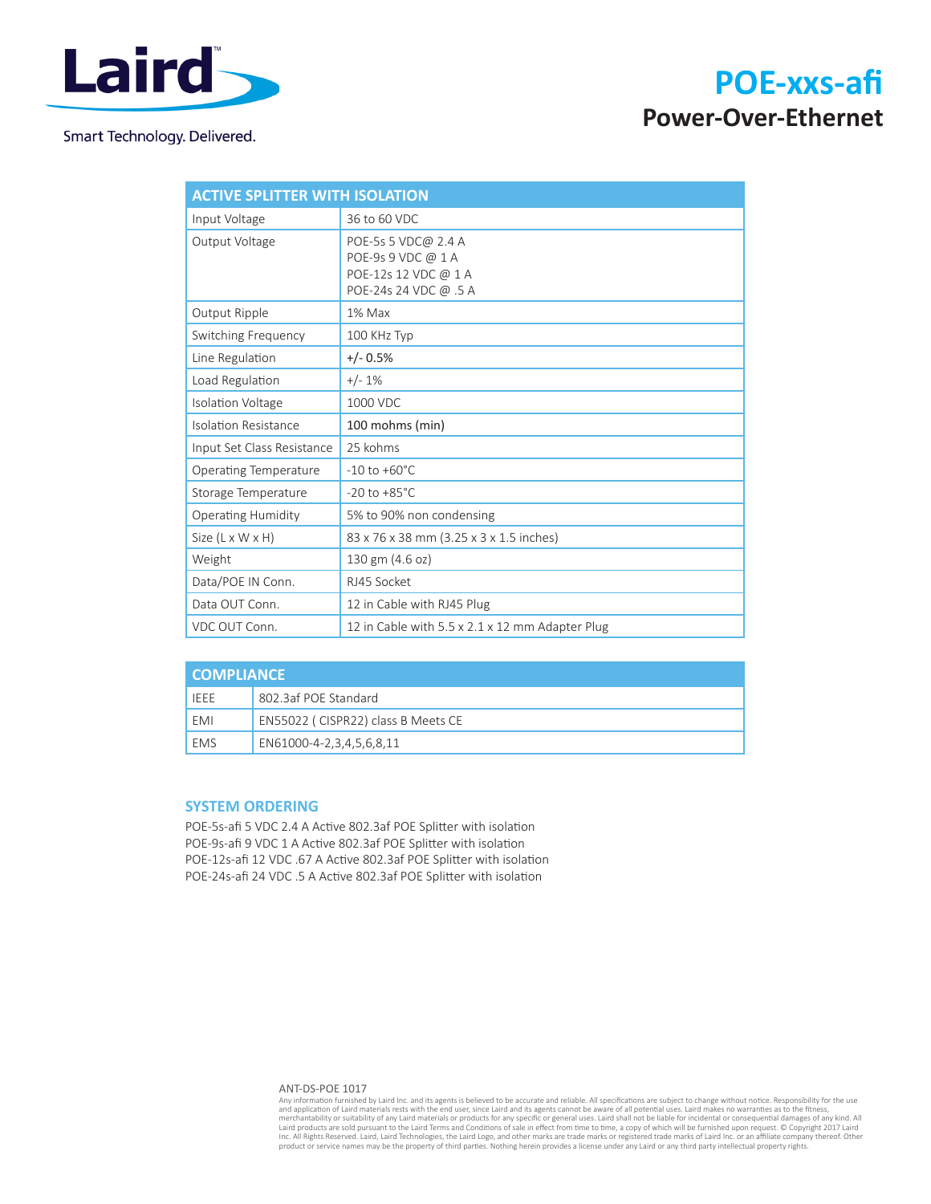# POE-xxs-afi

## Power-Over-Ethernet

| ACTIVE SPLITTER WITH ISOLATION | |
|---|---|
| Input Voltage | 36 to 60 VDC |
| Output Voltage | POE-5s 5 VDC@ 2.4 A<br>POE-9s 9 VDC @ 1 A<br>POE-12s 12 VDC @ 1 A<br>POE-24s 24 VDC @ .5 A |
| Output Ripple | 1% Max |
| Switching Frequency | 100 KHz Typ |
| Line Regulation | +/- 0.5% |
| Load Regulation | +/- 1% |
| Isolation Voltage | 1000 VDC |
| Isolation Resistance | 100 mohms (min) |
| Input Set Class Resistance | 25 kohms |
| Operating Temperature | -10 to +60°C |
| Storage Temperature | -20 to +85°C |
| Operating Humidity | 5% to 90% non condensing |
| Size (L x W x H) | 83 x 76 x 38 mm (3.25 x 3 x 1.5 inches) |
| Weight | 130 gm (4.6 oz) |
| Data/POE IN Conn. | RJ45 Socket |
| Data OUT Conn. | 12 in Cable with RJ45 Plug |
| VDC OUT Conn. | 12 in Cable with 5.5 x 2.1 x 12 mm Adapter Plug |

| COMPLIANCE | |
|---|---|
| IEEE | 802.3af POE Standard |
| EMI | EN55022 ( CISPR22) class B Meets CE |
| EMS | EN61000-4-2,3,4,5,6,8,11 |

### SYSTEM ORDERING

POE-5s-afi 5 VDC 2.4 A Active 802.3af POE Splitter with isolation
POE-9s-afi 9 VDC 1 A Active 802.3af POE Splitter with isolation
POE-12s-afi 12 VDC .67 A Active 802.3af POE Splitter with isolation
POE-24s-afi 24 VDC .5 A Active 802.3af POE Splitter with isolation

ANT-DS-POE 1017

Any information furnished by Laird Inc. and its agents is believed to be accurate and reliable. All specifications are subject to change without notice. Responsibility for the use and application of Laird materials rests with the end user, since Laird and its agents cannot be aware of all potential uses. Laird makes no warranties as to the fitness, merchantability or suitability of any Laird materials or products for any specific or general uses. Laird shall not be liable for incidental or consequential damages of any kind. All Laird products are sold pursuant to the Laird Terms and Conditions of sale in effect from time to time, a copy of which will be furnished upon request. © Copyright 2017 Laird Inc. All Rights Reserved. Laird, Laird Technologies, the Laird Logo, and other marks are trade marks or registered trade marks of Laird Inc. or an affiliate company thereof. Other product or service names may be the property of third parties. Nothing herein provides a license under any Laird or any third party intellectual property rights.